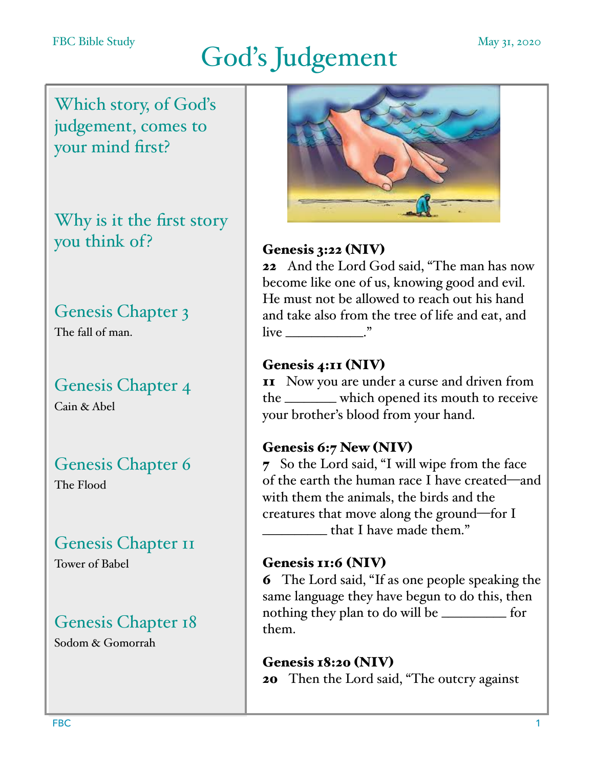FBC Bible Study

May 31, 2020

# God's Judgement

## Which story, of God's judgement, comes to your mind first?

## Why is it the first story you think of?

## Genesis Chapter 3

The fall of man.

## Genesis Chapter 4

Cain & Abel

## Genesis Chapter 6

The Flood

## Genesis Chapter 11

Tower of Babel

## Genesis Chapter 18

Sodom & Gomorrah

**Genesis 3:22 (NIV)**

**22** And the Lord God said, "The man has now become like one of us, knowing good and evil. He must not be allowed to reach out his hand and take also from the tree of life and eat, and live ___________."

**Genesis 4:11 (NIV)**

**11** Now you are under a curse and driven from the _______ which opened its mouth to receive your brother's blood from your hand.

**Genesis 6:7 New (NIV)**

**7** So the Lord said, "I will wipe from the face of the earth the human race I have created—and with them the animals, the birds and the creatures that move along the ground—for I _________ that I have made them."

**Genesis 11:6 (NIV)**

**6** The Lord said, "If as one people speaking the same language they have begun to do this, then nothing they plan to do will be _________ for them.

**Genesis 18:20 (NIV)**

**20** Then the Lord said, "The outcry against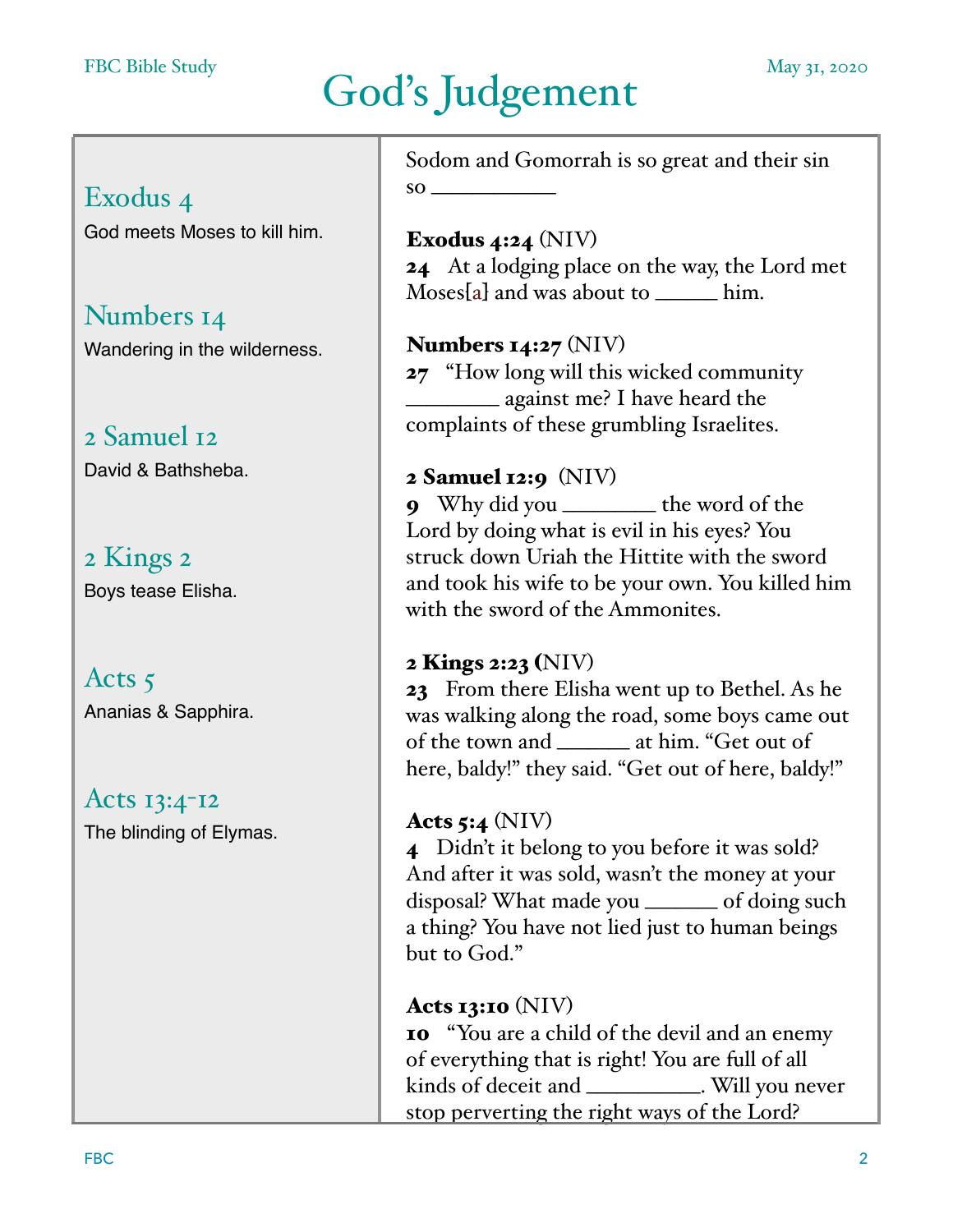# God's Judgement

## Exodus 4

God meets Moses to kill him.

## Numbers 14

Wandering in the wilderness.

## 2 Samuel 12

David & Bathsheba.

## 2 Kings 2

Boys tease Elisha.

## Acts 5

Ananias & Sapphira.

## Acts 13:4-12

The blinding of Elymas.

Sodom and Gomorrah is so great and their sin so __________

**Exodus 4:24** (NIV)
**24** At a lodging place on the way, the Lord met Moses[a] and was about to _____ him.

**Numbers 14:27** (NIV)
**27** "How long will this wicked community _______ against me? I have heard the complaints of these grumbling Israelites.

**2 Samuel 12:9** (NIV)
**9** Why did you _______ the word of the Lord by doing what is evil in his eyes? You struck down Uriah the Hittite with the sword and took his wife to be your own. You killed him with the sword of the Ammonites.

**2 Kings 2:23 (**NIV)
**23** From there Elisha went up to Bethel. As he was walking along the road, some boys came out of the town and ______ at him. "Get out of here, baldy!" they said. "Get out of here, baldy!"

**Acts 5:4** (NIV)
**4** Didn't it belong to you before it was sold? And after it was sold, wasn't the money at your disposal? What made you ______ of doing such a thing? You have not lied just to human beings but to God."

**Acts 13:10** (NIV)
**10** "You are a child of the devil and an enemy of everything that is right! You are full of all kinds of deceit and _________. Will you never stop perverting the right ways of the Lord?